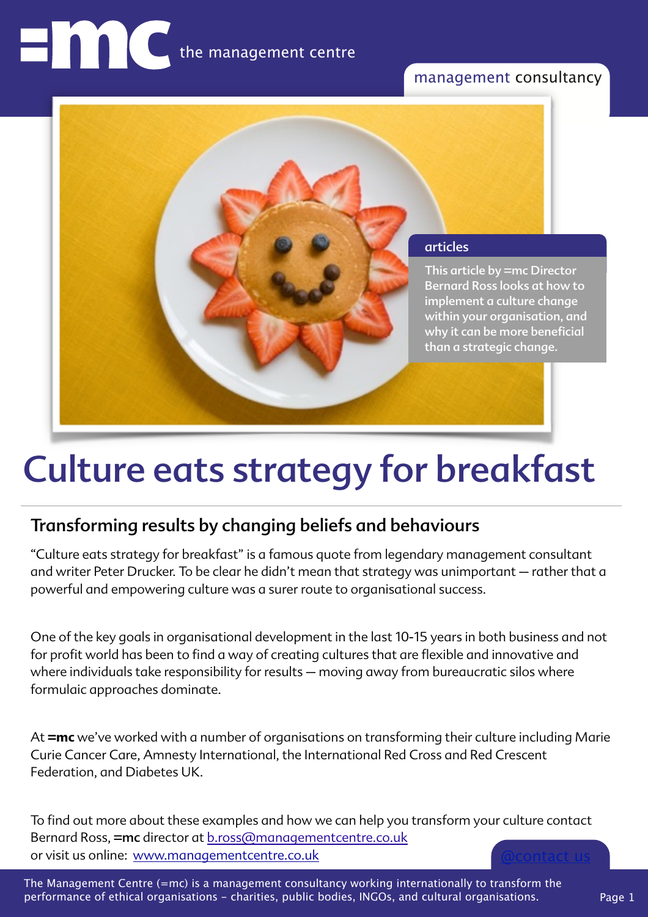=mc the management centre

management consultancy

**articles**

**This article by =mc Director Bernard Ross looks at how to implement a culture change within your organisation, and why it can be more beneficial than a strategic change.**

# Culture eats strategy for breakfast

## Transforming results by changing beliefs and behaviours

"Culture eats strategy for breakfast" is a famous quote from legendary management consultant and writer Peter Drucker. To be clear he didn't mean that strategy was unimportant — rather that a powerful and empowering culture was a surer route to organisational success.

One of the key goals in organisational development in the last 10-15 years in both business and not for profit world has been to find a way of creating cultures that are flexible and innovative and where individuals take responsibility for results — moving away from bureaucratic silos where formulaic approaches dominate.

At **=mc** we've worked with a number of organisations on transforming their culture including Marie Curie Cancer Care, Amnesty International, the International Red Cross and Red Crescent Federation, and Diabetes UK.

To find out more about these examples and how we can help you transform your culture contact Bernard Ross, **=mc** director at b.ross@managementcentre.co.uk
or visit us online: www.managementcentre.co.uk

@contact us

The Management Centre (=mc) is a management consultancy working internationally to transform the performance of ethical organisations - charities, public bodies, INGOs, and cultural organisations.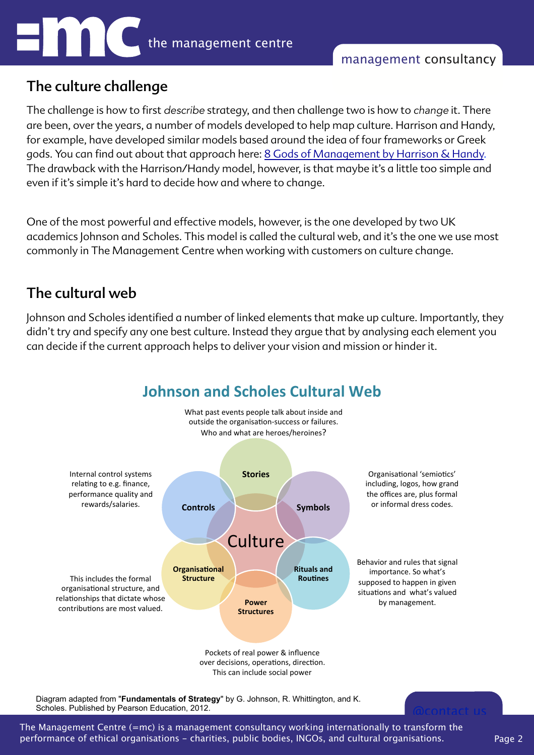## The culture challenge

The challenge is how to first *describe* strategy, and then challenge two is how to *change* it. There are been, over the years, a number of models developed to help map culture. Harrison and Handy, for example, have developed similar models based around the idea of four frameworks or Greek gods. You can find out about that approach here: [8 Gods of Management by Harrison & Handy](). The drawback with the Harrison/Handy model, however, is that maybe it's a little too simple and even if it's simple it's hard to decide how and where to change.

One of the most powerful and effective models, however, is the one developed by two UK academics Johnson and Scholes. This model is called the cultural web, and it's the one we use most commonly in The Management Centre when working with customers on culture change.

## The cultural web

Johnson and Scholes identified a number of linked elements that make up culture. Importantly, they didn't try and specify any one best culture. Instead they argue that by analysing each element you can decide if the current approach helps to deliver your vision and mission or hinder it.

### Johnson and Scholes Cultural Web

**Culture**

- **Stories**: What past events people talk about inside and outside the organisation-success or failures. Who and what are heroes/heroines?
- **Symbols**: Organisational 'semiotics' including, logos, how grand the offices are, plus formal or informal dress codes.
- **Rituals and Routines**: Behavior and rules that signal importance. So what's supposed to happen in given situations and what's valued by management.
- **Power Structures**: Pockets of real power & influence over decisions, operations, direction. This can include social power
- **Organisational Structure**: This includes the formal organisational structure, and relationships that dictate whose contributions are most valued.
- **Controls**: Internal control systems relating to e.g. finance, performance quality and rewards/salaries.

Diagram adapted from "**Fundamentals of Strategy**" by G. Johnson, R. Whittington, and K. Scholes. Published by Pearson Education, 2012.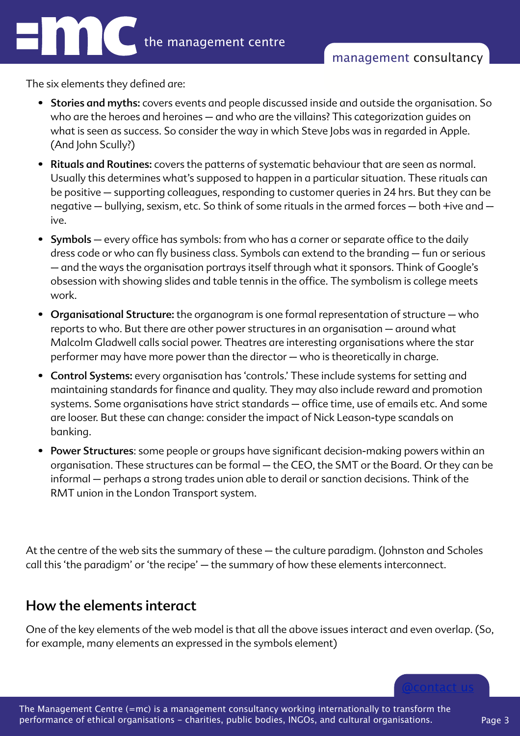The six elements they defined are:

- **Stories and myths:** covers events and people discussed inside and outside the organisation. So who are the heroes and heroines — and who are the villains? This categorization guides on what is seen as success. So consider the way in which Steve Jobs was in regarded in Apple. (And John Scully?)
- **Rituals and Routines:** covers the patterns of systematic behaviour that are seen as normal. Usually this determines what's supposed to happen in a particular situation. These rituals can be positive — supporting colleagues, responding to customer queries in 24 hrs. But they can be negative — bullying, sexism, etc. So think of some rituals in the armed forces — both +ive and —ive.
- **Symbols** — every office has symbols: from who has a corner or separate office to the daily dress code or who can fly business class. Symbols can extend to the branding — fun or serious — and the ways the organisation portrays itself through what it sponsors. Think of Google's obsession with showing slides and table tennis in the office. The symbolism is college meets work.
- **Organisational Structure:** the organogram is one formal representation of structure — who reports to who. But there are other power structures in an organisation — around what Malcolm Gladwell calls social power. Theatres are interesting organisations where the star performer may have more power than the director — who is theoretically in charge.
- **Control Systems:** every organisation has 'controls.' These include systems for setting and maintaining standards for finance and quality. They may also include reward and promotion systems. Some organisations have strict standards — office time, use of emails etc. And some are looser. But these can change: consider the impact of Nick Leason-type scandals on banking.
- **Power Structures**: some people or groups have significant decision-making powers within an organisation. These structures can be formal — the CEO, the SMT or the Board. Or they can be informal — perhaps a strong trades union able to derail or sanction decisions. Think of the RMT union in the London Transport system.

At the centre of the web sits the summary of these — the culture paradigm. (Johnston and Scholes call this 'the paradigm' or 'the recipe' — the summary of how these elements interconnect.

## How the elements interact

One of the key elements of the web model is that all the above issues interact and even overlap. (So, for example, many elements an expressed in the symbols element)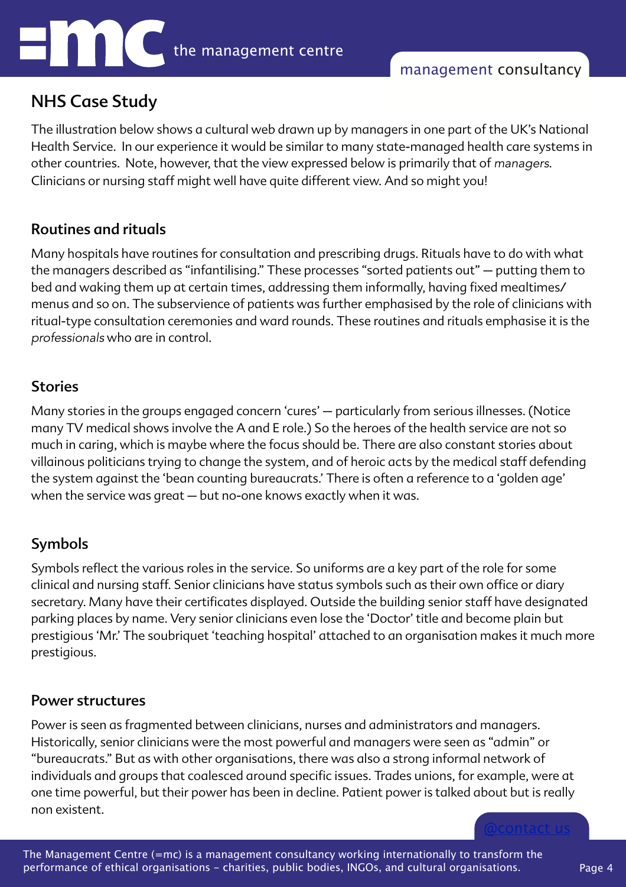## NHS Case Study

The illustration below shows a cultural web drawn up by managers in one part of the UK's National Health Service. In our experience it would be similar to many state-managed health care systems in other countries. Note, however, that the view expressed below is primarily that of *managers*. Clinicians or nursing staff might well have quite different view. And so might you!

### Routines and rituals

Many hospitals have routines for consultation and prescribing drugs. Rituals have to do with what the managers described as "infantilising." These processes "sorted patients out" — putting them to bed and waking them up at certain times, addressing them informally, having fixed mealtimes/menus and so on. The subservience of patients was further emphasised by the role of clinicians with ritual-type consultation ceremonies and ward rounds. These routines and rituals emphasise it is the *professionals* who are in control.

### Stories

Many stories in the groups engaged concern 'cures' — particularly from serious illnesses. (Notice many TV medical shows involve the A and E role.) So the heroes of the health service are not so much in caring, which is maybe where the focus should be. There are also constant stories about villainous politicians trying to change the system, and of heroic acts by the medical staff defending the system against the 'bean counting bureaucrats.' There is often a reference to a 'golden age' when the service was great — but no-one knows exactly when it was.

### Symbols

Symbols reflect the various roles in the service. So uniforms are a key part of the role for some clinical and nursing staff. Senior clinicians have status symbols such as their own office or diary secretary. Many have their certificates displayed. Outside the building senior staff have designated parking places by name. Very senior clinicians even lose the 'Doctor' title and become plain but prestigious 'Mr.' The soubriquet 'teaching hospital' attached to an organisation makes it much more prestigious.

### Power structures

Power is seen as fragmented between clinicians, nurses and administrators and managers. Historically, senior clinicians were the most powerful and managers were seen as "admin" or "bureaucrats." But as with other organisations, there was also a strong informal network of individuals and groups that coalesced around specific issues. Trades unions, for example, were at one time powerful, but their power has been in decline. Patient power is talked about but is really non existent.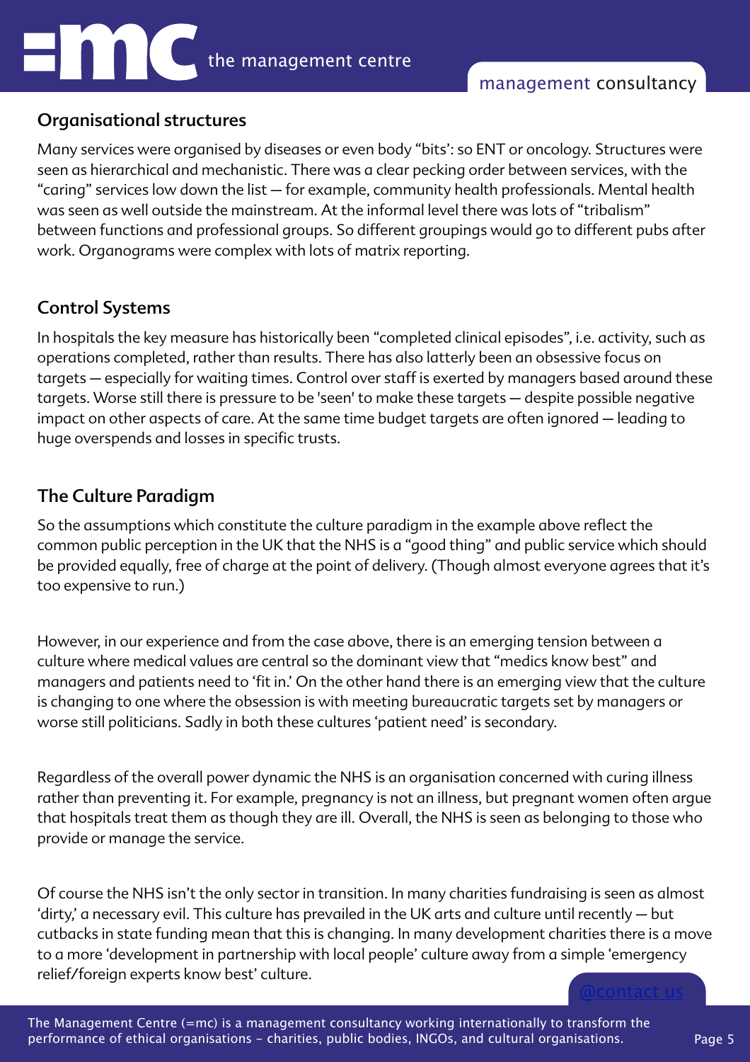## Organisational structures

Many services were organised by diseases or even body "bits': so ENT or oncology. Structures were seen as hierarchical and mechanistic. There was a clear pecking order between services, with the "caring" services low down the list – for example, community health professionals. Mental health was seen as well outside the mainstream. At the informal level there was lots of "tribalism" between functions and professional groups. So different groupings would go to different pubs after work. Organograms were complex with lots of matrix reporting.

## Control Systems

In hospitals the key measure has historically been "completed clinical episodes", i.e. activity, such as operations completed, rather than results. There has also latterly been an obsessive focus on targets – especially for waiting times. Control over staff is exerted by managers based around these targets. Worse still there is pressure to be 'seen' to make these targets – despite possible negative impact on other aspects of care. At the same time budget targets are often ignored – leading to huge overspends and losses in specific trusts.

## The Culture Paradigm

So the assumptions which constitute the culture paradigm in the example above reflect the common public perception in the UK that the NHS is a "good thing" and public service which should be provided equally, free of charge at the point of delivery. (Though almost everyone agrees that it's too expensive to run.)

However, in our experience and from the case above, there is an emerging tension between a culture where medical values are central so the dominant view that "medics know best" and managers and patients need to 'fit in.' On the other hand there is an emerging view that the culture is changing to one where the obsession is with meeting bureaucratic targets set by managers or worse still politicians. Sadly in both these cultures 'patient need' is secondary.

Regardless of the overall power dynamic the NHS is an organisation concerned with curing illness rather than preventing it. For example, pregnancy is not an illness, but pregnant women often argue that hospitals treat them as though they are ill. Overall, the NHS is seen as belonging to those who provide or manage the service.

Of course the NHS isn't the only sector in transition. In many charities fundraising is seen as almost 'dirty,' a necessary evil. This culture has prevailed in the UK arts and culture until recently – but cutbacks in state funding mean that this is changing. In many development charities there is a move to a more 'development in partnership with local people' culture away from a simple 'emergency relief/foreign experts know best' culture.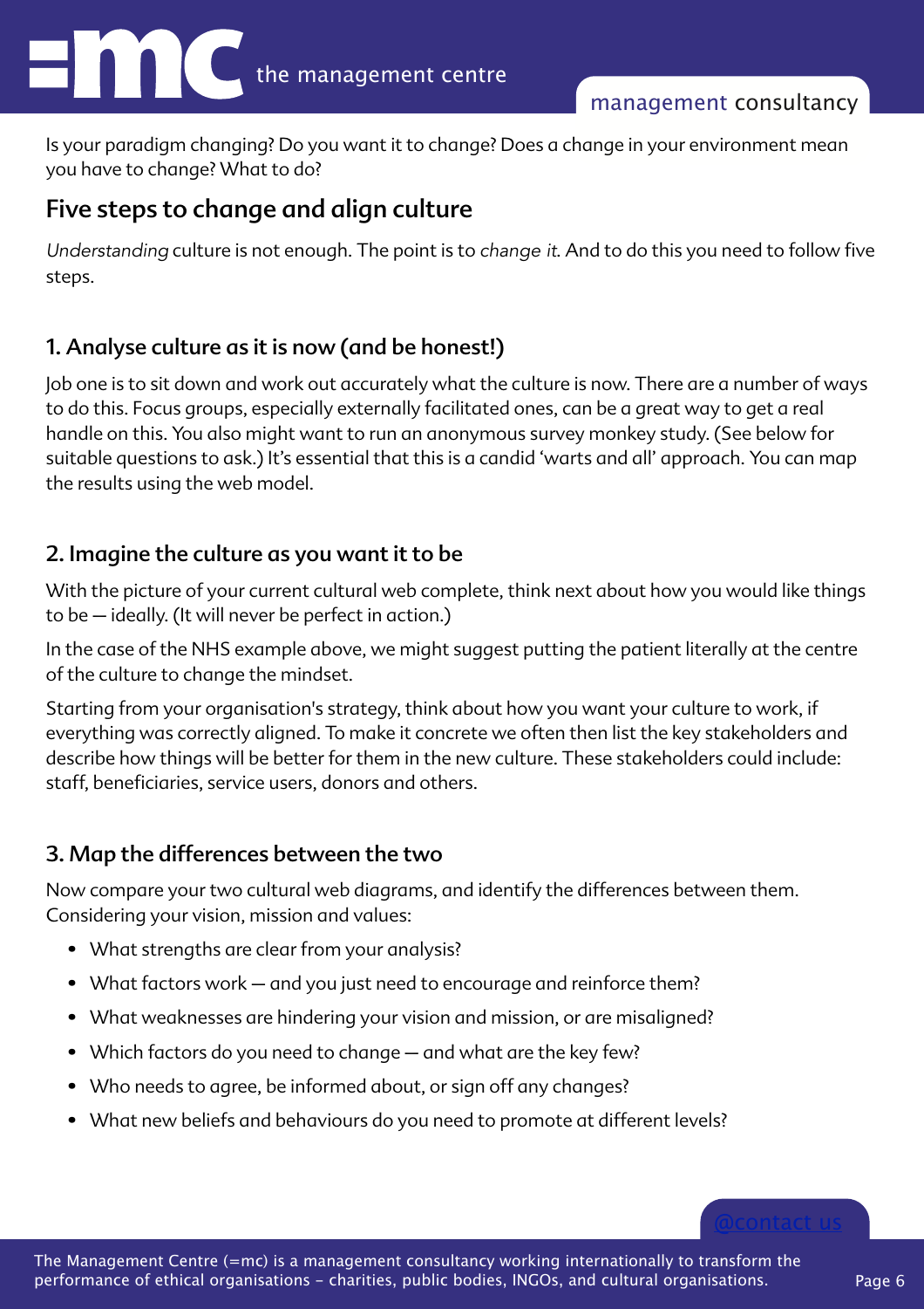Is your paradigm changing? Do you want it to change? Does a change in your environment mean you have to change? What to do?

## Five steps to change and align culture

*Understanding* culture is not enough. The point is to *change it*. And to do this you need to follow five steps.

### 1. Analyse culture as it is now (and be honest!)

Job one is to sit down and work out accurately what the culture is now. There are a number of ways to do this. Focus groups, especially externally facilitated ones, can be a great way to get a real handle on this. You also might want to run an anonymous survey monkey study. (See below for suitable questions to ask.) It's essential that this is a candid 'warts and all' approach. You can map the results using the web model.

### 2. Imagine the culture as you want it to be

With the picture of your current cultural web complete, think next about how you would like things to be — ideally. (It will never be perfect in action.)

In the case of the NHS example above, we might suggest putting the patient literally at the centre of the culture to change the mindset.

Starting from your organisation's strategy, think about how you want your culture to work, if everything was correctly aligned. To make it concrete we often then list the key stakeholders and describe how things will be better for them in the new culture. These stakeholders could include: staff, beneficiaries, service users, donors and others.

### 3. Map the differences between the two

Now compare your two cultural web diagrams, and identify the differences between them. Considering your vision, mission and values:

- What strengths are clear from your analysis?
- What factors work — and you just need to encourage and reinforce them?
- What weaknesses are hindering your vision and mission, or are misaligned?
- Which factors do you need to change — and what are the key few?
- Who needs to agree, be informed about, or sign off any changes?
- What new beliefs and behaviours do you need to promote at different levels?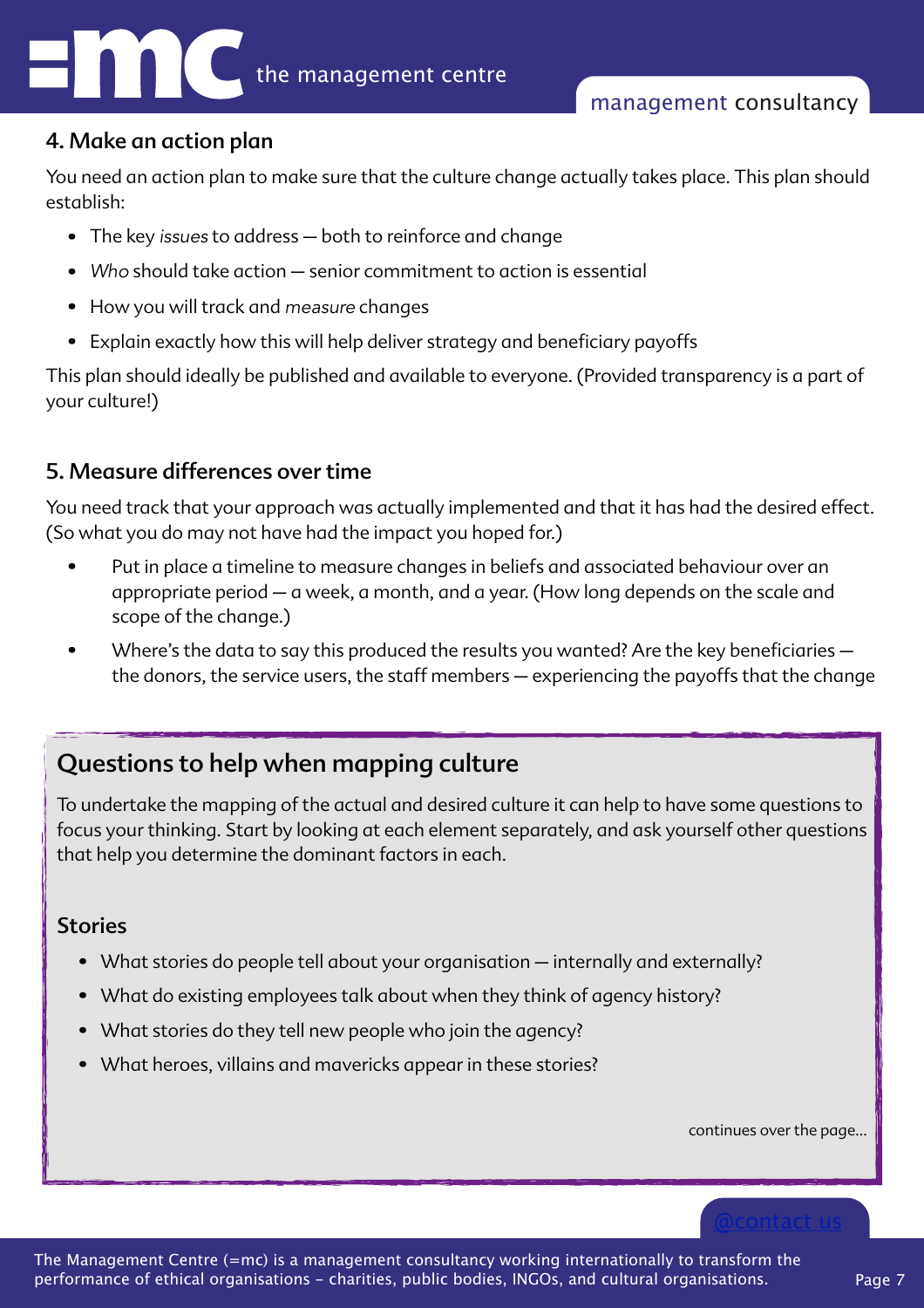## 4. Make an action plan

You need an action plan to make sure that the culture change actually takes place. This plan should establish:

- The key *issues* to address — both to reinforce and change
- *Who* should take action — senior commitment to action is essential
- How you will track and *measure* changes
- Explain exactly how this will help deliver strategy and beneficiary payoffs

This plan should ideally be published and available to everyone. (Provided transparency is a part of your culture!)

## 5. Measure differences over time

You need track that your approach was actually implemented and that it has had the desired effect. (So what you do may not have had the impact you hoped for.)

- Put in place a timeline to measure changes in beliefs and associated behaviour over an appropriate period — a week, a month, and a year. (How long depends on the scale and scope of the change.)
- Where's the data to say this produced the results you wanted? Are the key beneficiaries — the donors, the service users, the staff members — experiencing the payoffs that the change

## Questions to help when mapping culture

To undertake the mapping of the actual and desired culture it can help to have some questions to focus your thinking. Start by looking at each element separately, and ask yourself other questions that help you determine the dominant factors in each.

### Stories

- What stories do people tell about your organisation — internally and externally?
- What do existing employees talk about when they think of agency history?
- What stories do they tell new people who join the agency?
- What heroes, villains and mavericks appear in these stories?

continues over the page...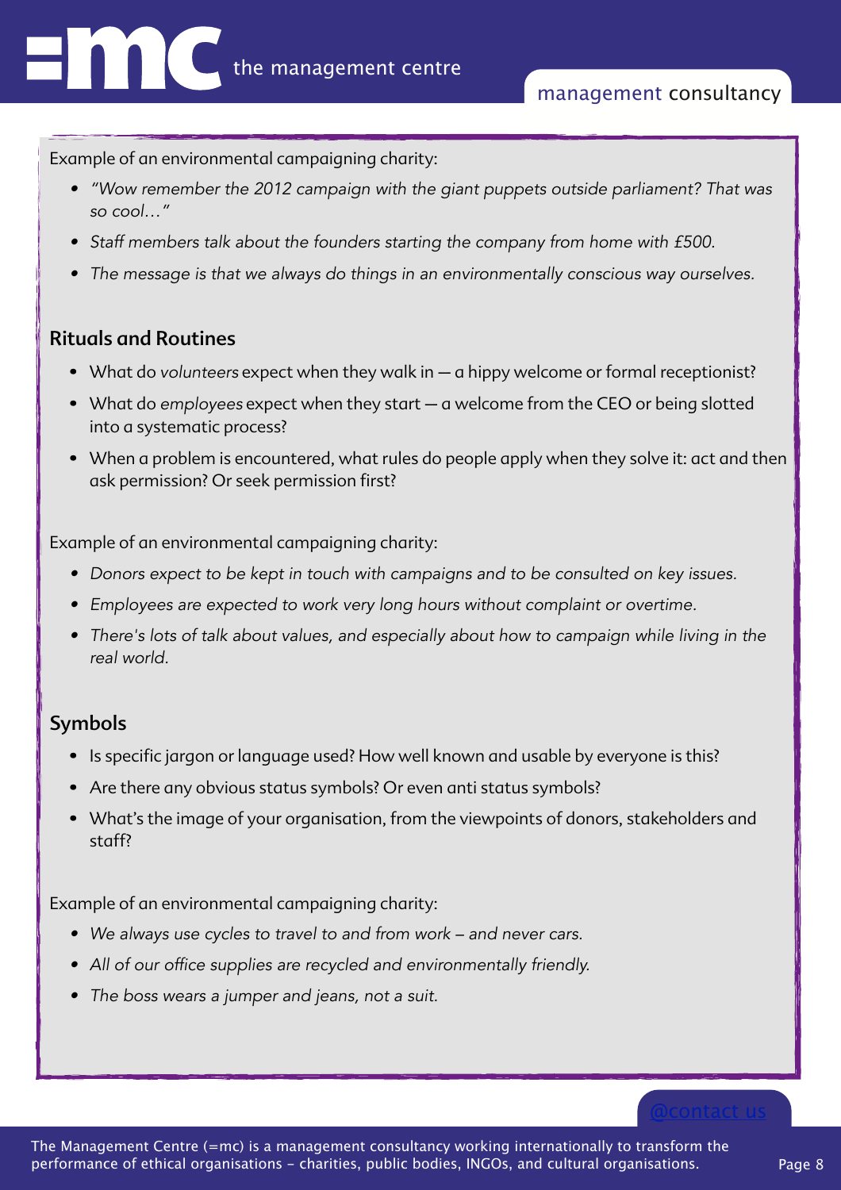Example of an environmental campaigning charity:

- *"Wow remember the 2012 campaign with the giant puppets outside parliament? That was so cool…"*
- *Staff members talk about the founders starting the company from home with £500.*
- *The message is that we always do things in an environmentally conscious way ourselves.*

### Rituals and Routines

- What do *volunteers* expect when they walk in — a hippy welcome or formal receptionist?
- What do *employees* expect when they start — a welcome from the CEO or being slotted into a systematic process?
- When a problem is encountered, what rules do people apply when they solve it: act and then ask permission? Or seek permission first?

Example of an environmental campaigning charity:

- *Donors expect to be kept in touch with campaigns and to be consulted on key issues.*
- *Employees are expected to work very long hours without complaint or overtime.*
- *There's lots of talk about values, and especially about how to campaign while living in the real world.*

### Symbols

- Is specific jargon or language used? How well known and usable by everyone is this?
- Are there any obvious status symbols? Or even anti status symbols?
- What's the image of your organisation, from the viewpoints of donors, stakeholders and staff?

Example of an environmental campaigning charity:

- *We always use cycles to travel to and from work – and never cars.*
- *All of our office supplies are recycled and environmentally friendly.*
- *The boss wears a jumper and jeans, not a suit.*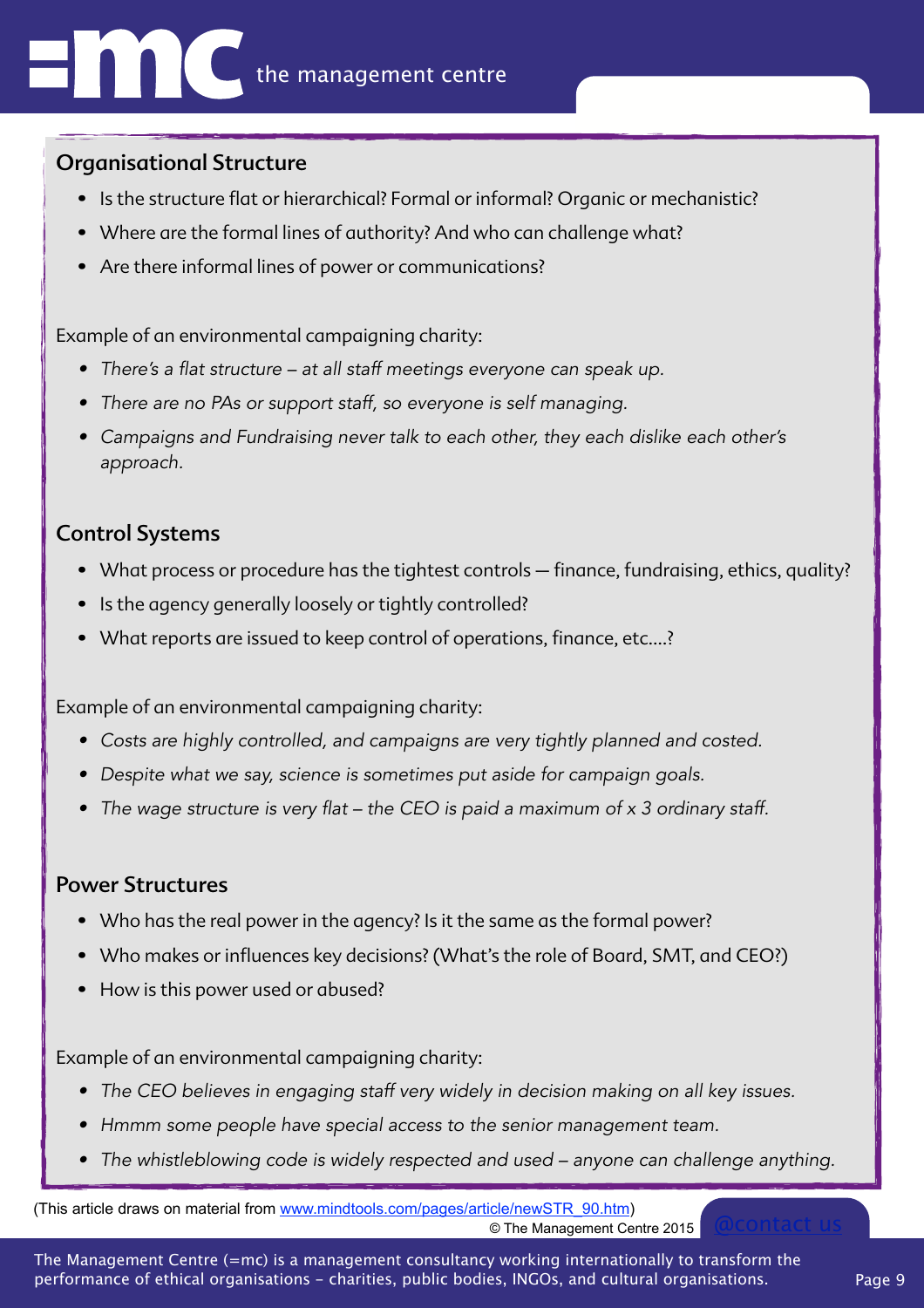## Organisational Structure

- Is the structure flat or hierarchical? Formal or informal? Organic or mechanistic?
- Where are the formal lines of authority? And who can challenge what?
- Are there informal lines of power or communications?

Example of an environmental campaigning charity:

- *There's a flat structure – at all staff meetings everyone can speak up.*
- *There are no PAs or support staff, so everyone is self managing.*
- *Campaigns and Fundraising never talk to each other, they each dislike each other's approach.*

## Control Systems

- What process or procedure has the tightest controls — finance, fundraising, ethics, quality?
- Is the agency generally loosely or tightly controlled?
- What reports are issued to keep control of operations, finance, etc....?

Example of an environmental campaigning charity:

- *Costs are highly controlled, and campaigns are very tightly planned and costed.*
- *Despite what we say, science is sometimes put aside for campaign goals.*
- *The wage structure is very flat – the CEO is paid a maximum of x 3 ordinary staff.*

## Power Structures

- Who has the real power in the agency? Is it the same as the formal power?
- Who makes or influences key decisions? (What's the role of Board, SMT, and CEO?)
- How is this power used or abused?

Example of an environmental campaigning charity:

- *The CEO believes in engaging staff very widely in decision making on all key issues.*
- *Hmmm some people have special access to the senior management team.*
- *The whistleblowing code is widely respected and used – anyone can challenge anything.*

(This article draws on material from www.mindtools.com/pages/article/newSTR_90.htm)

© The Management Centre 2015

@contact us

The Management Centre (=mc) is a management consultancy working internationally to transform the performance of ethical organisations – charities, public bodies, INGOs, and cultural organisations.